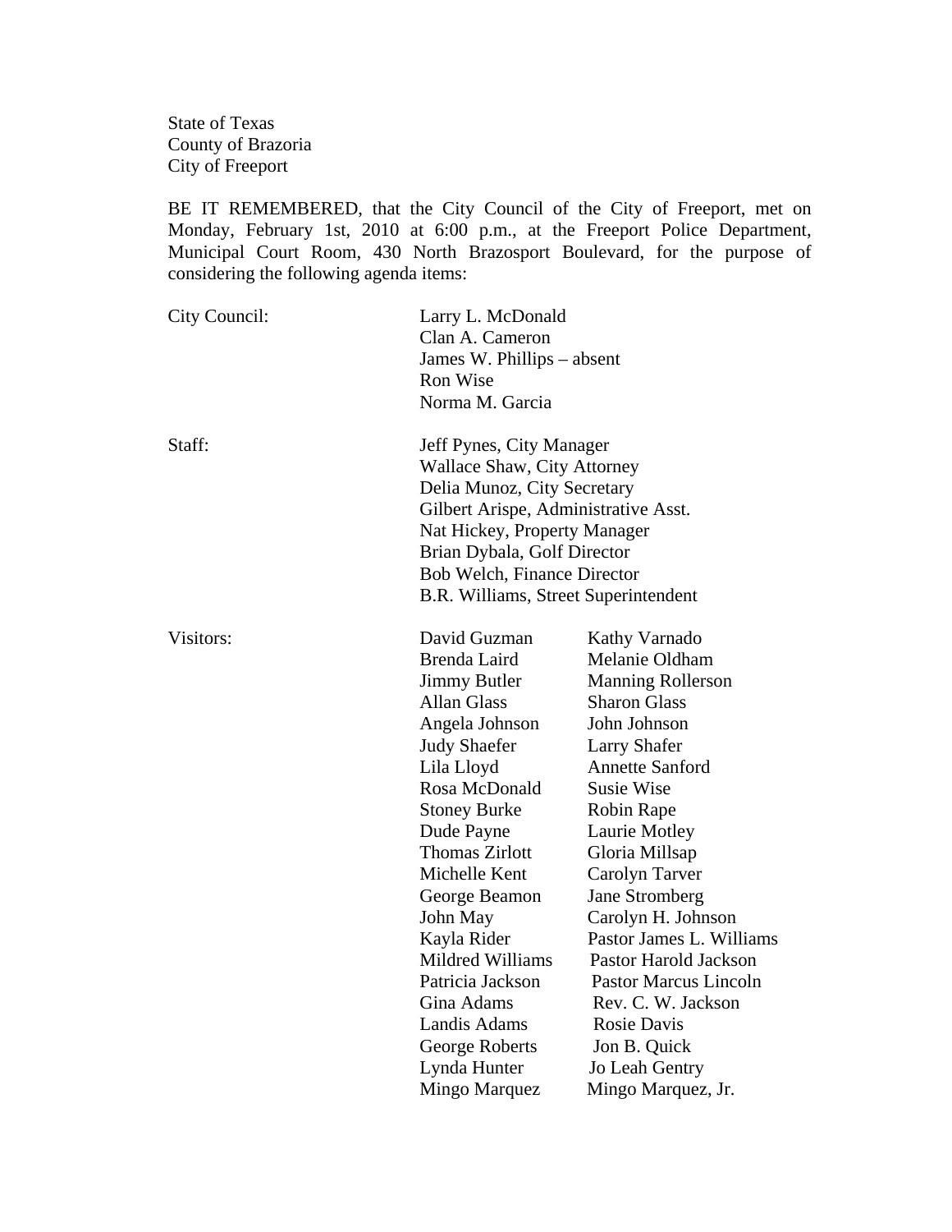State of Texas
County of Brazoria
City of Freeport

BE IT REMEMBERED, that the City Council of the City of Freeport, met on Monday, February 1st, 2010 at 6:00 p.m., at the Freeport Police Department, Municipal Court Room, 430 North Brazosport Boulevard, for the purpose of considering the following agenda items:

City Council: Larry L. McDonald
Clan A. Cameron
James W. Phillips – absent
Ron Wise
Norma M. Garcia

Staff: Jeff Pynes, City Manager
Wallace Shaw, City Attorney
Delia Munoz, City Secretary
Gilbert Arispe, Administrative Asst.
Nat Hickey, Property Manager
Brian Dybala, Golf Director
Bob Welch, Finance Director
B.R. Williams, Street Superintendent

Visitors:

| | |
|---|---|
| David Guzman | Kathy Varnado |
| Brenda Laird | Melanie Oldham |
| Jimmy Butler | Manning Rollerson |
| Allan Glass | Sharon Glass |
| Angela Johnson | John Johnson |
| Judy Shaefer | Larry Shafer |
| Lila Lloyd | Annette Sanford |
| Rosa McDonald | Susie Wise |
| Stoney Burke | Robin Rape |
| Dude Payne | Laurie Motley |
| Thomas Zirlott | Gloria Millsap |
| Michelle Kent | Carolyn Tarver |
| George Beamon | Jane Stromberg |
| John May | Carolyn H. Johnson |
| Kayla Rider | Pastor James L. Williams |
| Mildred Williams | Pastor Harold Jackson |
| Patricia Jackson | Pastor Marcus Lincoln |
| Gina Adams | Rev. C. W. Jackson |
| Landis Adams | Rosie Davis |
| George Roberts | Jon B. Quick |
| Lynda Hunter | Jo Leah Gentry |
| Mingo Marquez | Mingo Marquez, Jr. |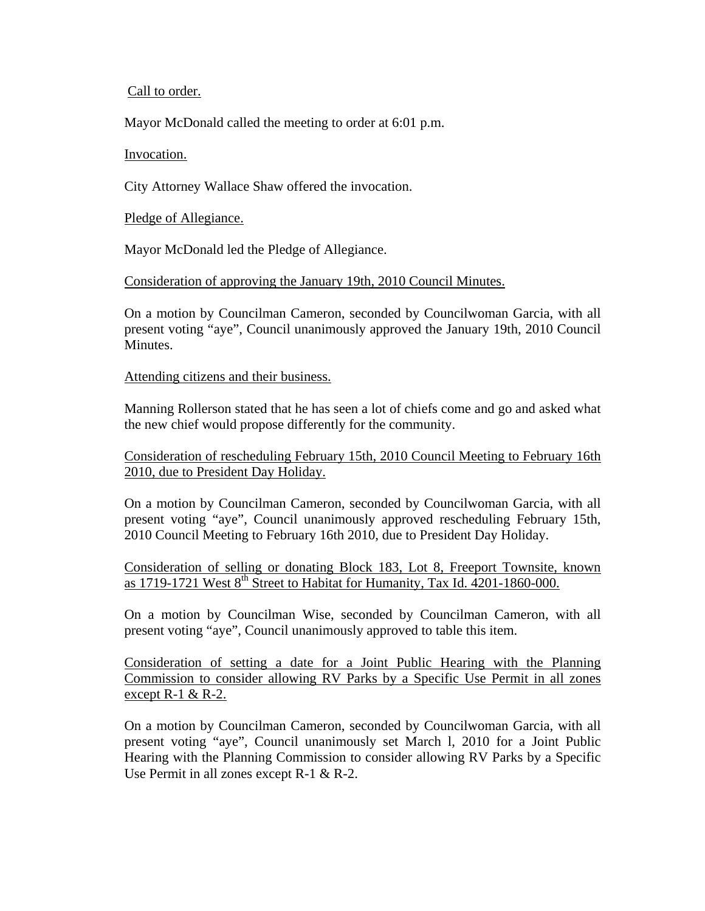Call to order.

Mayor McDonald called the meeting to order at 6:01 p.m.

Invocation.

City Attorney Wallace Shaw offered the invocation.

Pledge of Allegiance.

Mayor McDonald led the Pledge of Allegiance.

Consideration of approving the January 19th, 2010 Council Minutes.

On a motion by Councilman Cameron, seconded by Councilwoman Garcia, with all present voting "aye", Council unanimously approved the January 19th, 2010 Council Minutes.

Attending citizens and their business.

Manning Rollerson stated that he has seen a lot of chiefs come and go and asked what the new chief would propose differently for the community.

Consideration of rescheduling February 15th, 2010 Council Meeting to February 16th 2010, due to President Day Holiday.

On a motion by Councilman Cameron, seconded by Councilwoman Garcia, with all present voting "aye", Council unanimously approved rescheduling February 15th, 2010 Council Meeting to February 16th 2010, due to President Day Holiday.

Consideration of selling or donating Block 183, Lot 8, Freeport Townsite, known as 1719-1721 West 8th Street to Habitat for Humanity, Tax Id. 4201-1860-000.

On a motion by Councilman Wise, seconded by Councilman Cameron, with all present voting "aye", Council unanimously approved to table this item.

Consideration of setting a date for a Joint Public Hearing with the Planning Commission to consider allowing RV Parks by a Specific Use Permit in all zones except R-1 & R-2.

On a motion by Councilman Cameron, seconded by Councilwoman Garcia, with all present voting "aye", Council unanimously set March l, 2010 for a Joint Public Hearing with the Planning Commission to consider allowing RV Parks by a Specific Use Permit in all zones except R-1 & R-2.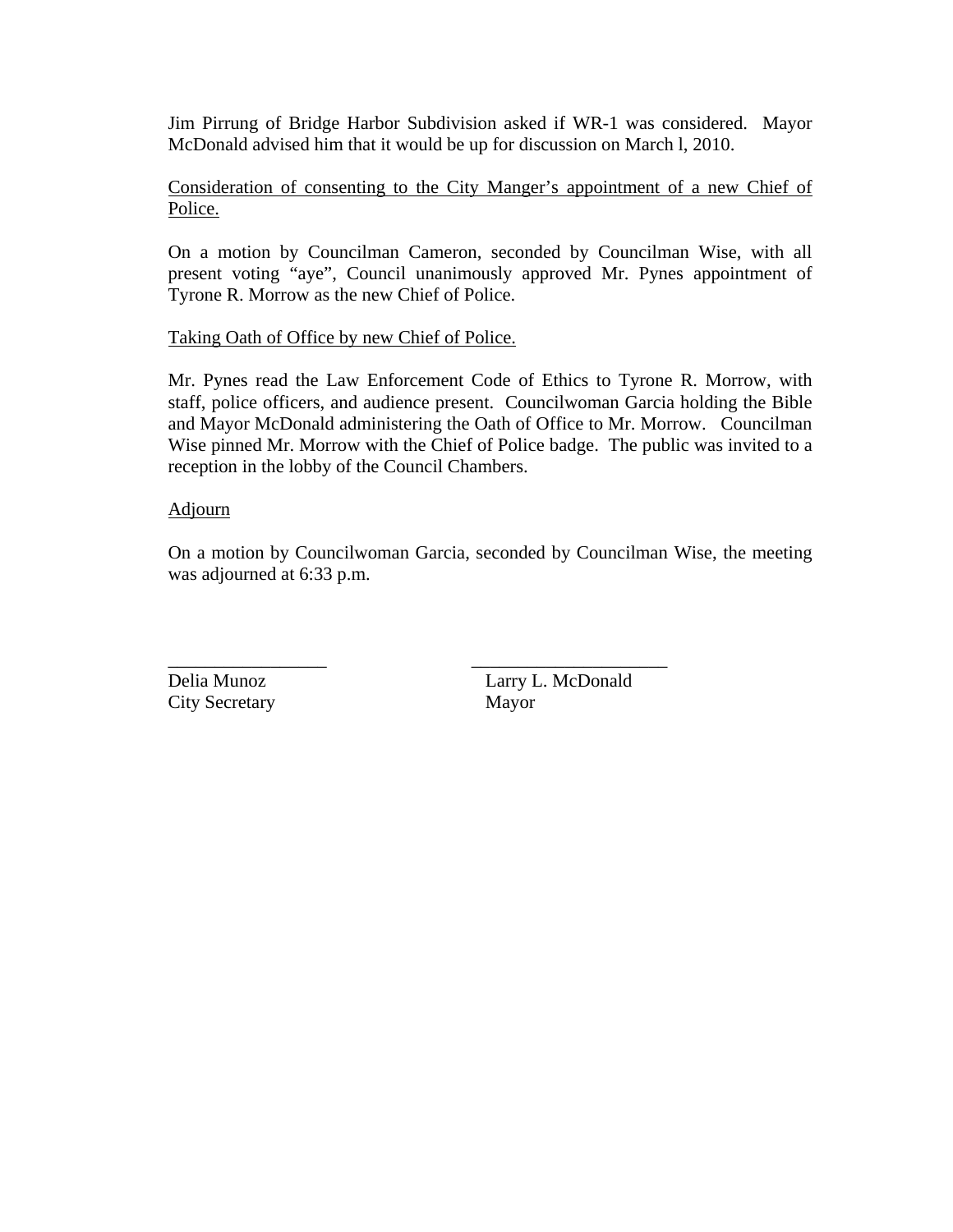Jim Pirrung of Bridge Harbor Subdivision asked if WR-1 was considered. Mayor McDonald advised him that it would be up for discussion on March l, 2010.

<u>Consideration of consenting to the City Manger's appointment of a new Chief of Police.</u>

On a motion by Councilman Cameron, seconded by Councilman Wise, with all present voting "aye", Council unanimously approved Mr. Pynes appointment of Tyrone R. Morrow as the new Chief of Police.

<u>Taking Oath of Office by new Chief of Police.</u>

Mr. Pynes read the Law Enforcement Code of Ethics to Tyrone R. Morrow, with staff, police officers, and audience present. Councilwoman Garcia holding the Bible and Mayor McDonald administering the Oath of Office to Mr. Morrow. Councilman Wise pinned Mr. Morrow with the Chief of Police badge. The public was invited to a reception in the lobby of the Council Chambers.

<u>Adjourn</u>

On a motion by Councilwoman Garcia, seconded by Councilman Wise, the meeting was adjourned at 6:33 p.m.

_________________ _____________________

Delia Munoz
City Secretary

Larry L. McDonald
Mayor